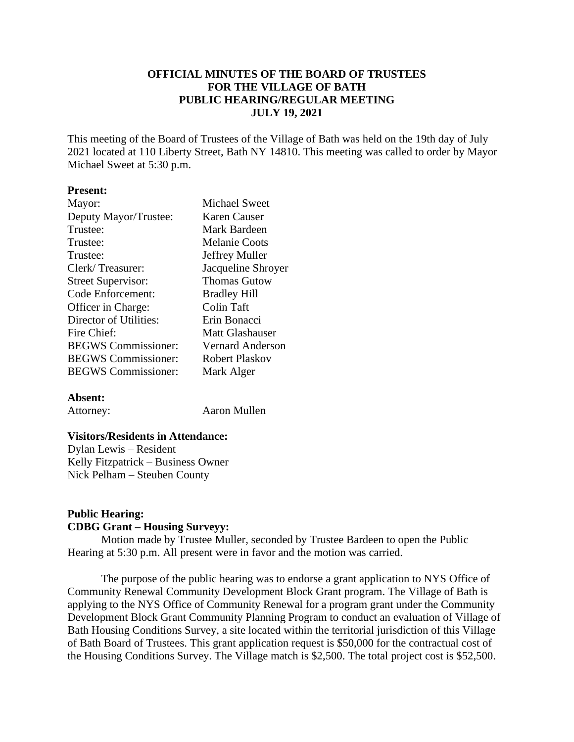**OFFICIAL MINUTES OF THE BOARD OF TRUSTEES**
**FOR THE VILLAGE OF BATH**
**PUBLIC HEARING/REGULAR MEETING**
**JULY 19, 2021**

This meeting of the Board of Trustees of the Village of Bath was held on the 19th day of July 2021 located at 110 Liberty Street, Bath NY 14810. This meeting was called to order by Mayor Michael Sweet at 5:30 p.m.

**Present:**

| | |
|---|---|
| Mayor: | Michael Sweet |
| Deputy Mayor/Trustee: | Karen Causer |
| Trustee: | Mark Bardeen |
| Trustee: | Melanie Coots |
| Trustee: | Jeffrey Muller |
| Clerk/ Treasurer: | Jacqueline Shroyer |
| Street Supervisor: | Thomas Gutow |
| Code Enforcement: | Bradley Hill |
| Officer in Charge: | Colin Taft |
| Director of Utilities: | Erin Bonacci |
| Fire Chief: | Matt Glashauser |
| BEGWS Commissioner: | Vernard Anderson |
| BEGWS Commissioner: | Robert Plaskov |
| BEGWS Commissioner: | Mark Alger |

**Absent:**

| | |
|---|---|
| Attorney: | Aaron Mullen |

**Visitors/Residents in Attendance:**

Dylan Lewis – Resident
Kelly Fitzpatrick – Business Owner
Nick Pelham – Steuben County

**Public Hearing:**

**CDBG Grant – Housing Surveyy:**

Motion made by Trustee Muller, seconded by Trustee Bardeen to open the Public Hearing at 5:30 p.m. All present were in favor and the motion was carried.

The purpose of the public hearing was to endorse a grant application to NYS Office of Community Renewal Community Development Block Grant program. The Village of Bath is applying to the NYS Office of Community Renewal for a program grant under the Community Development Block Grant Community Planning Program to conduct an evaluation of Village of Bath Housing Conditions Survey, a site located within the territorial jurisdiction of this Village of Bath Board of Trustees. This grant application request is $50,000 for the contractual cost of the Housing Conditions Survey. The Village match is $2,500. The total project cost is $52,500.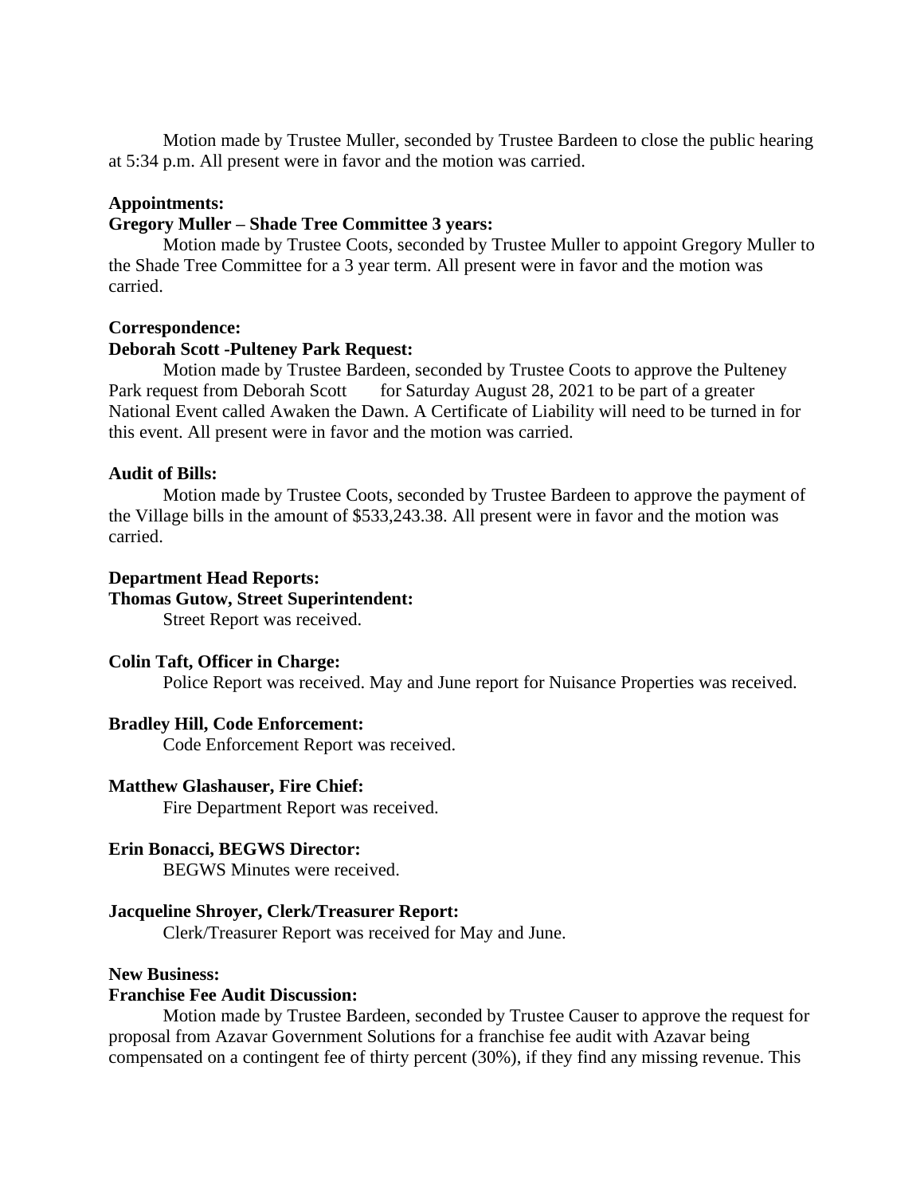Motion made by Trustee Muller, seconded by Trustee Bardeen to close the public hearing at 5:34 p.m. All present were in favor and the motion was carried.

**Appointments:**

**Gregory Muller – Shade Tree Committee 3 years:**

Motion made by Trustee Coots, seconded by Trustee Muller to appoint Gregory Muller to the Shade Tree Committee for a 3 year term. All present were in favor and the motion was carried.

**Correspondence:**

**Deborah Scott -Pulteney Park Request:**

Motion made by Trustee Bardeen, seconded by Trustee Coots to approve the Pulteney Park request from Deborah Scott for Saturday August 28, 2021 to be part of a greater National Event called Awaken the Dawn. A Certificate of Liability will need to be turned in for this event. All present were in favor and the motion was carried.

**Audit of Bills:**

Motion made by Trustee Coots, seconded by Trustee Bardeen to approve the payment of the Village bills in the amount of $533,243.38. All present were in favor and the motion was carried.

**Department Head Reports:**

**Thomas Gutow, Street Superintendent:**

Street Report was received.

**Colin Taft, Officer in Charge:**

Police Report was received. May and June report for Nuisance Properties was received.

**Bradley Hill, Code Enforcement:**

Code Enforcement Report was received.

**Matthew Glashauser, Fire Chief:**

Fire Department Report was received.

**Erin Bonacci, BEGWS Director:**

BEGWS Minutes were received.

**Jacqueline Shroyer, Clerk/Treasurer Report:**

Clerk/Treasurer Report was received for May and June.

**New Business:**

**Franchise Fee Audit Discussion:**

Motion made by Trustee Bardeen, seconded by Trustee Causer to approve the request for proposal from Azavar Government Solutions for a franchise fee audit with Azavar being compensated on a contingent fee of thirty percent (30%), if they find any missing revenue. This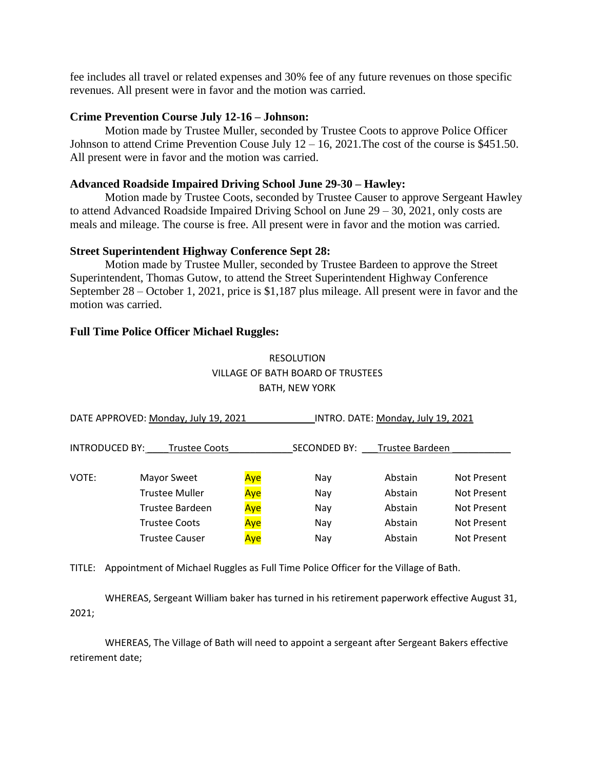fee includes all travel or related expenses and 30% fee of any future revenues on those specific revenues. All present were in favor and the motion was carried.

**Crime Prevention Course July 12-16 – Johnson:**

Motion made by Trustee Muller, seconded by Trustee Coots to approve Police Officer Johnson to attend Crime Prevention Couse July 12 – 16, 2021.The cost of the course is $451.50. All present were in favor and the motion was carried.

**Advanced Roadside Impaired Driving School June 29-30 – Hawley:**

Motion made by Trustee Coots, seconded by Trustee Causer to approve Sergeant Hawley to attend Advanced Roadside Impaired Driving School on June 29 – 30, 2021, only costs are meals and mileage. The course is free. All present were in favor and the motion was carried.

**Street Superintendent Highway Conference Sept 28:**

Motion made by Trustee Muller, seconded by Trustee Bardeen to approve the Street Superintendent, Thomas Gutow, to attend the Street Superintendent Highway Conference September 28 – October 1, 2021, price is $1,187 plus mileage. All present were in favor and the motion was carried.

**Full Time Police Officer Michael Ruggles:**

RESOLUTION
VILLAGE OF BATH BOARD OF TRUSTEES
BATH, NEW YORK

DATE APPROVED: Monday, July 19, 2021 INTRO. DATE: Monday, July 19, 2021

INTRODUCED BY: Trustee Coots SECONDED BY: Trustee Bardeen

| VOTE: | | | | | |
|---|---|---|---|---|---|
| | Mayor Sweet | Aye | Nay | Abstain | Not Present |
| | Trustee Muller | Aye | Nay | Abstain | Not Present |
| | Trustee Bardeen | Aye | Nay | Abstain | Not Present |
| | Trustee Coots | Aye | Nay | Abstain | Not Present |
| | Trustee Causer | Aye | Nay | Abstain | Not Present |

TITLE: Appointment of Michael Ruggles as Full Time Police Officer for the Village of Bath.

WHEREAS, Sergeant William baker has turned in his retirement paperwork effective August 31, 2021;

WHEREAS, The Village of Bath will need to appoint a sergeant after Sergeant Bakers effective retirement date;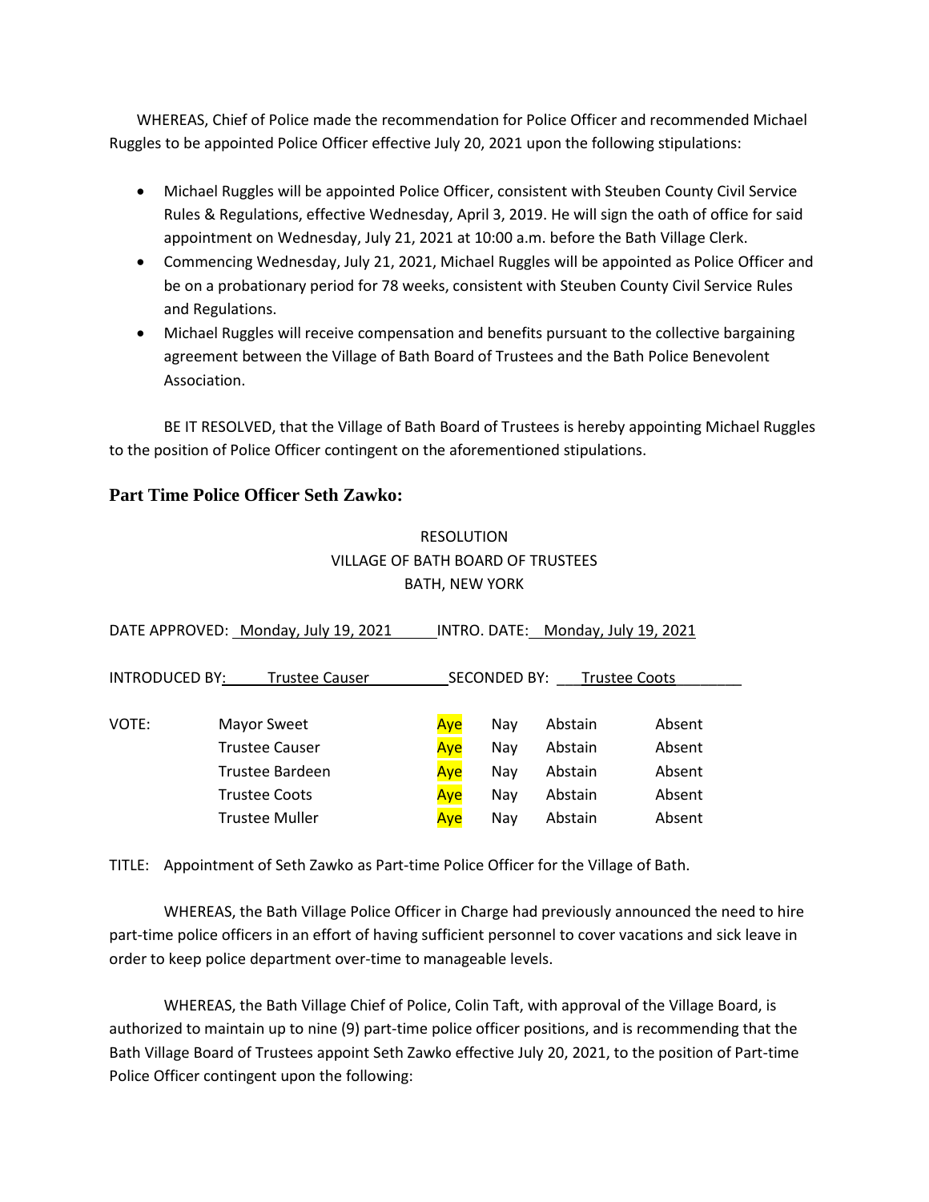WHEREAS, Chief of Police made the recommendation for Police Officer and recommended Michael Ruggles to be appointed Police Officer effective July 20, 2021 upon the following stipulations:

- Michael Ruggles will be appointed Police Officer, consistent with Steuben County Civil Service Rules & Regulations, effective Wednesday, April 3, 2019. He will sign the oath of office for said appointment on Wednesday, July 21, 2021 at 10:00 a.m. before the Bath Village Clerk.
- Commencing Wednesday, July 21, 2021, Michael Ruggles will be appointed as Police Officer and be on a probationary period for 78 weeks, consistent with Steuben County Civil Service Rules and Regulations.
- Michael Ruggles will receive compensation and benefits pursuant to the collective bargaining agreement between the Village of Bath Board of Trustees and the Bath Police Benevolent Association.

BE IT RESOLVED, that the Village of Bath Board of Trustees is hereby appointing Michael Ruggles to the position of Police Officer contingent on the aforementioned stipulations.

### Part Time Police Officer Seth Zawko:

RESOLUTION
VILLAGE OF BATH BOARD OF TRUSTEES
BATH, NEW YORK

DATE APPROVED: Monday, July 19, 2021 INTRO. DATE: Monday, July 19, 2021

INTRODUCED BY: Trustee Causer SECONDED BY: Trustee Coots

| VOTE: | | | | | |
|---|---|---|---|---|---|
| | Mayor Sweet | Aye | Nay | Abstain | Absent |
| | Trustee Causer | Aye | Nay | Abstain | Absent |
| | Trustee Bardeen | Aye | Nay | Abstain | Absent |
| | Trustee Coots | Aye | Nay | Abstain | Absent |
| | Trustee Muller | Aye | Nay | Abstain | Absent |

TITLE: Appointment of Seth Zawko as Part-time Police Officer for the Village of Bath.

WHEREAS, the Bath Village Police Officer in Charge had previously announced the need to hire part-time police officers in an effort of having sufficient personnel to cover vacations and sick leave in order to keep police department over-time to manageable levels.

WHEREAS, the Bath Village Chief of Police, Colin Taft, with approval of the Village Board, is authorized to maintain up to nine (9) part-time police officer positions, and is recommending that the Bath Village Board of Trustees appoint Seth Zawko effective July 20, 2021, to the position of Part-time Police Officer contingent upon the following: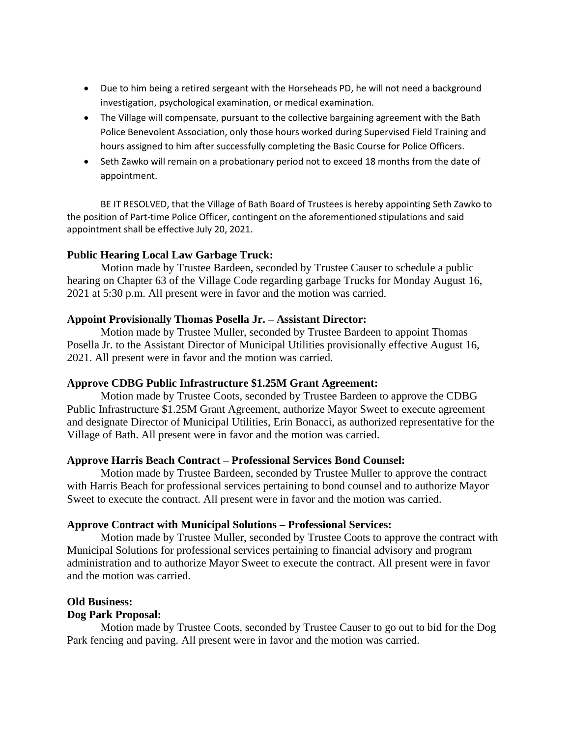- Due to him being a retired sergeant with the Horseheads PD, he will not need a background investigation, psychological examination, or medical examination.
- The Village will compensate, pursuant to the collective bargaining agreement with the Bath Police Benevolent Association, only those hours worked during Supervised Field Training and hours assigned to him after successfully completing the Basic Course for Police Officers.
- Seth Zawko will remain on a probationary period not to exceed 18 months from the date of appointment.

BE IT RESOLVED, that the Village of Bath Board of Trustees is hereby appointing Seth Zawko to the position of Part-time Police Officer, contingent on the aforementioned stipulations and said appointment shall be effective July 20, 2021.

**Public Hearing Local Law Garbage Truck:**

Motion made by Trustee Bardeen, seconded by Trustee Causer to schedule a public hearing on Chapter 63 of the Village Code regarding garbage Trucks for Monday August 16, 2021 at 5:30 p.m. All present were in favor and the motion was carried.

**Appoint Provisionally Thomas Posella Jr. – Assistant Director:**

Motion made by Trustee Muller, seconded by Trustee Bardeen to appoint Thomas Posella Jr. to the Assistant Director of Municipal Utilities provisionally effective August 16, 2021. All present were in favor and the motion was carried.

**Approve CDBG Public Infrastructure $1.25M Grant Agreement:**

Motion made by Trustee Coots, seconded by Trustee Bardeen to approve the CDBG Public Infrastructure $1.25M Grant Agreement, authorize Mayor Sweet to execute agreement and designate Director of Municipal Utilities, Erin Bonacci, as authorized representative for the Village of Bath. All present were in favor and the motion was carried.

**Approve Harris Beach Contract – Professional Services Bond Counsel:**

Motion made by Trustee Bardeen, seconded by Trustee Muller to approve the contract with Harris Beach for professional services pertaining to bond counsel and to authorize Mayor Sweet to execute the contract. All present were in favor and the motion was carried.

**Approve Contract with Municipal Solutions – Professional Services:**

Motion made by Trustee Muller, seconded by Trustee Coots to approve the contract with Municipal Solutions for professional services pertaining to financial advisory and program administration and to authorize Mayor Sweet to execute the contract. All present were in favor and the motion was carried.

**Old Business:**

**Dog Park Proposal:**

Motion made by Trustee Coots, seconded by Trustee Causer to go out to bid for the Dog Park fencing and paving. All present were in favor and the motion was carried.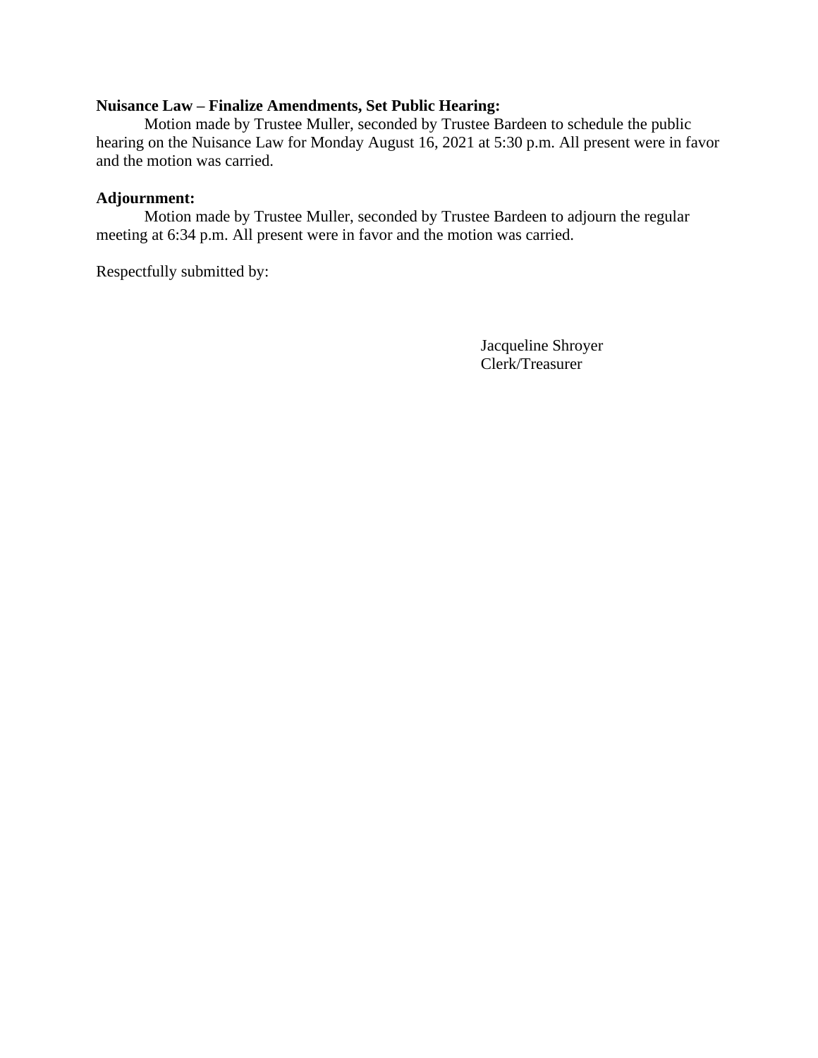**Nuisance Law – Finalize Amendments, Set Public Hearing:**

Motion made by Trustee Muller, seconded by Trustee Bardeen to schedule the public hearing on the Nuisance Law for Monday August 16, 2021 at 5:30 p.m. All present were in favor and the motion was carried.

**Adjournment:**

Motion made by Trustee Muller, seconded by Trustee Bardeen to adjourn the regular meeting at 6:34 p.m. All present were in favor and the motion was carried.

Respectfully submitted by:

Jacqueline Shroyer
Clerk/Treasurer